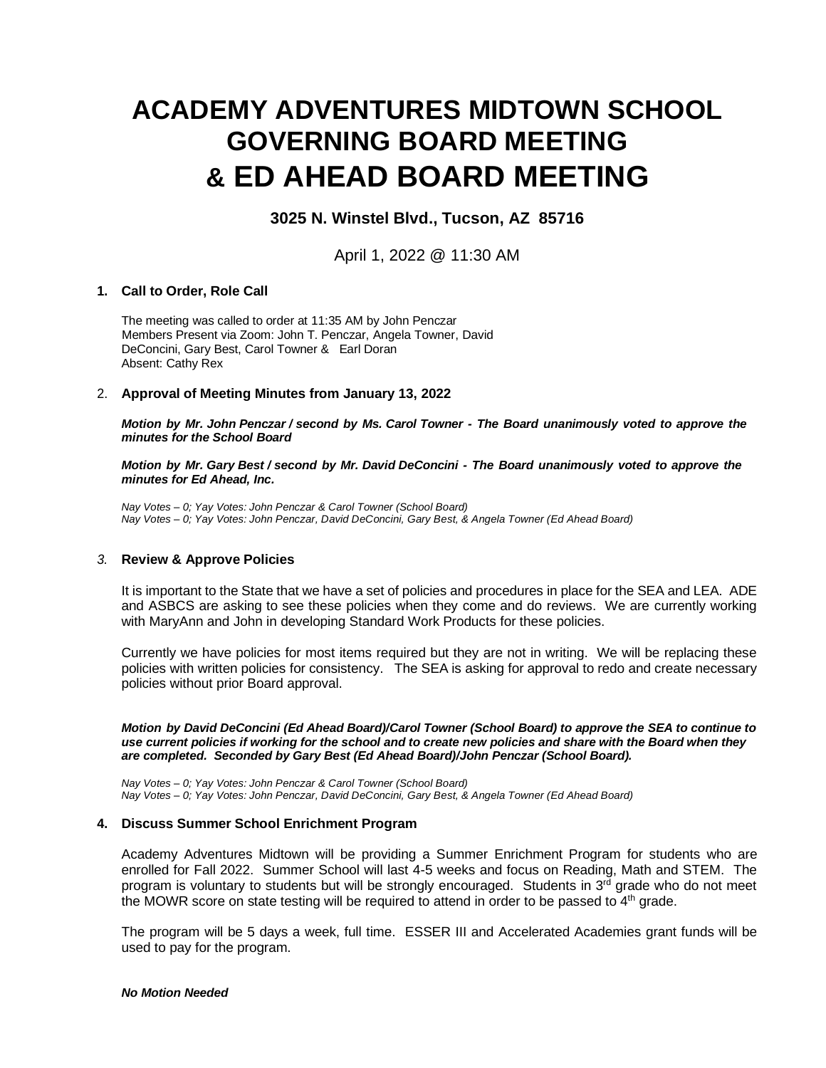# ACADEMY ADVENTURES MIDTOWN SCHOOL GOVERNING BOARD MEETING & ED AHEAD BOARD MEETING

### 3025 N. Winstel Blvd., Tucson, AZ 85716

April 1, 2022 @ 11:30 AM

**1. Call to Order, Role Call**

The meeting was called to order at 11:35 AM by John Penczar
Members Present via Zoom: John T. Penczar, Angela Towner, David DeConcini, Gary Best, Carol Towner & Earl Doran
Absent: Cathy Rex

2. **Approval of Meeting Minutes from January 13, 2022**

***Motion by Mr. John Penczar / second by Ms. Carol Towner - The Board unanimously voted to approve the minutes for the School Board***

***Motion by Mr. Gary Best / second by Mr. David DeConcini - The Board unanimously voted to approve the minutes for Ed Ahead, Inc.***

*Nay Votes – 0; Yay Votes: John Penczar & Carol Towner (School Board)*
*Nay Votes – 0; Yay Votes: John Penczar, David DeConcini, Gary Best, & Angela Towner (Ed Ahead Board)*

*3.* **Review & Approve Policies**

It is important to the State that we have a set of policies and procedures in place for the SEA and LEA. ADE and ASBCS are asking to see these policies when they come and do reviews. We are currently working with MaryAnn and John in developing Standard Work Products for these policies.

Currently we have policies for most items required but they are not in writing. We will be replacing these policies with written policies for consistency. The SEA is asking for approval to redo and create necessary policies without prior Board approval.

***Motion by David DeConcini (Ed Ahead Board)/Carol Towner (School Board) to approve the SEA to continue to use current policies if working for the school and to create new policies and share with the Board when they are completed. Seconded by Gary Best (Ed Ahead Board)/John Penczar (School Board).***

*Nay Votes – 0; Yay Votes: John Penczar & Carol Towner (School Board)*
*Nay Votes – 0; Yay Votes: John Penczar, David DeConcini, Gary Best, & Angela Towner (Ed Ahead Board)*

**4. Discuss Summer School Enrichment Program**

Academy Adventures Midtown will be providing a Summer Enrichment Program for students who are enrolled for Fall 2022. Summer School will last 4-5 weeks and focus on Reading, Math and STEM. The program is voluntary to students but will be strongly encouraged. Students in 3rd grade who do not meet the MOWR score on state testing will be required to attend in order to be passed to 4th grade.

The program will be 5 days a week, full time. ESSER III and Accelerated Academies grant funds will be used to pay for the program.

***No Motion Needed***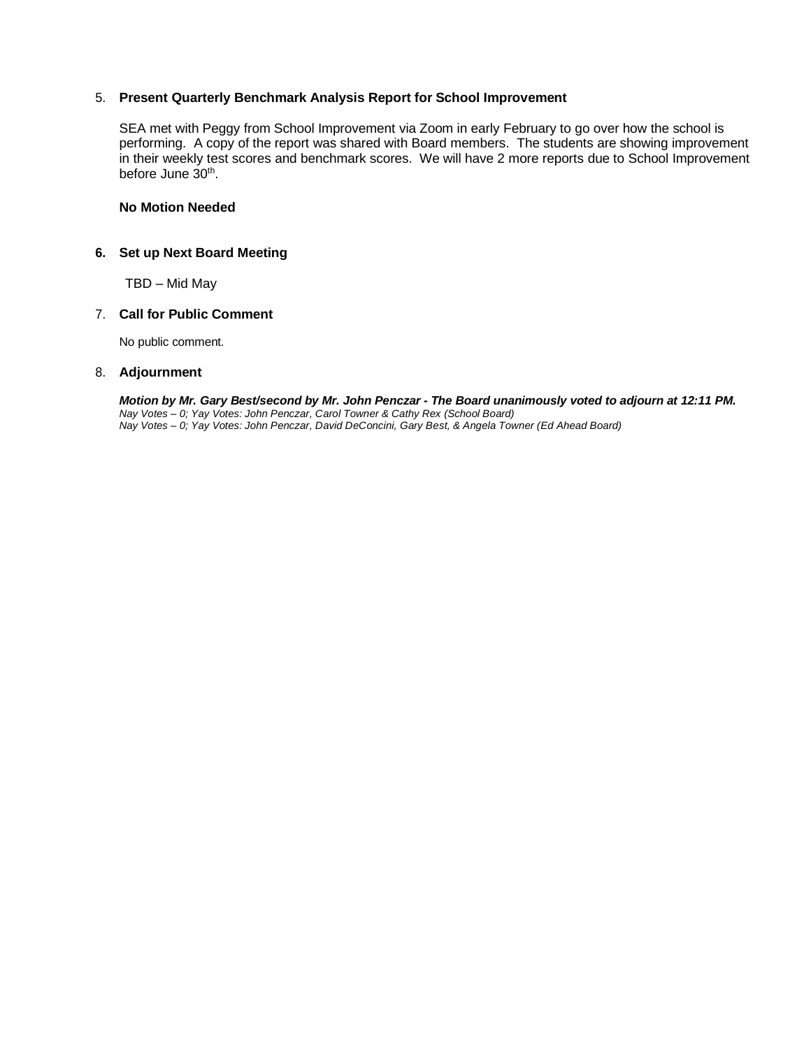5. **Present Quarterly Benchmark Analysis Report for School Improvement**

   SEA met with Peggy from School Improvement via Zoom in early February to go over how the school is performing. A copy of the report was shared with Board members. The students are showing improvement in their weekly test scores and benchmark scores. We will have 2 more reports due to School Improvement before June 30th.

   **No Motion Needed**

6. **Set up Next Board Meeting**

   TBD – Mid May

7. **Call for Public Comment**

   No public comment.

8. **Adjournment**

   ***Motion by Mr. Gary Best/second by Mr. John Penczar - The Board unanimously voted to adjourn at 12:11 PM.***
   *Nay Votes – 0; Yay Votes: John Penczar, Carol Towner & Cathy Rex (School Board)*
   *Nay Votes – 0; Yay Votes: John Penczar, David DeConcini, Gary Best, & Angela Towner (Ed Ahead Board)*